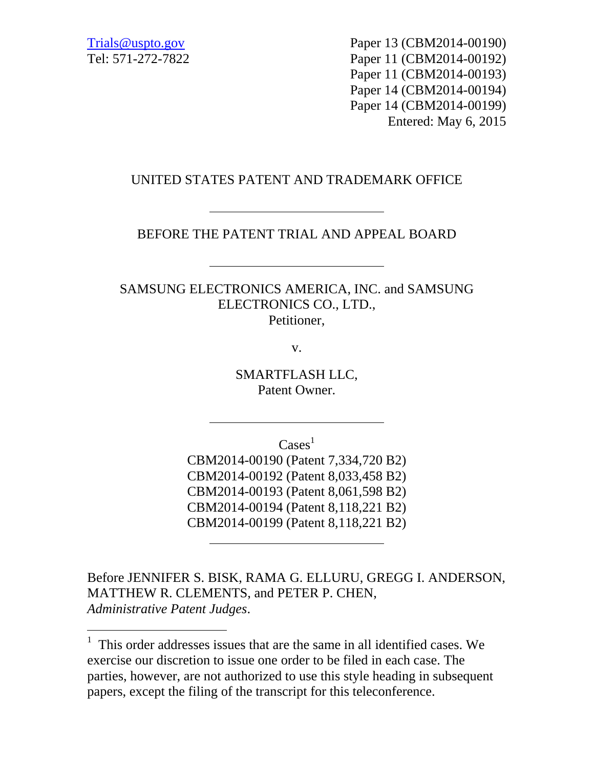Trials@uspto.gov
Tel: 571-272-7822

Paper 13 (CBM2014-00190)
Paper 11 (CBM2014-00192)
Paper 11 (CBM2014-00193)
Paper 14 (CBM2014-00194)
Paper 14 (CBM2014-00199)
Entered: May 6, 2015

UNITED STATES PATENT AND TRADEMARK OFFICE

---

BEFORE THE PATENT TRIAL AND APPEAL BOARD

---

SAMSUNG ELECTRONICS AMERICA, INC. and SAMSUNG ELECTRONICS CO., LTD.,
Petitioner,

v.

SMARTFLASH LLC,
Patent Owner.

---

Cases[1]
CBM2014-00190 (Patent 7,334,720 B2)
CBM2014-00192 (Patent 8,033,458 B2)
CBM2014-00193 (Patent 8,061,598 B2)
CBM2014-00194 (Patent 8,118,221 B2)
CBM2014-00199 (Patent 8,118,221 B2)

---

Before JENNIFER S. BISK, RAMA G. ELLURU, GREGG I. ANDERSON, MATTHEW R. CLEMENTS, and PETER P. CHEN, *Administrative Patent Judges*.

---

[1] This order addresses issues that are the same in all identified cases. We exercise our discretion to issue one order to be filed in each case. The parties, however, are not authorized to use this style heading in subsequent papers, except the filing of the transcript for this teleconference.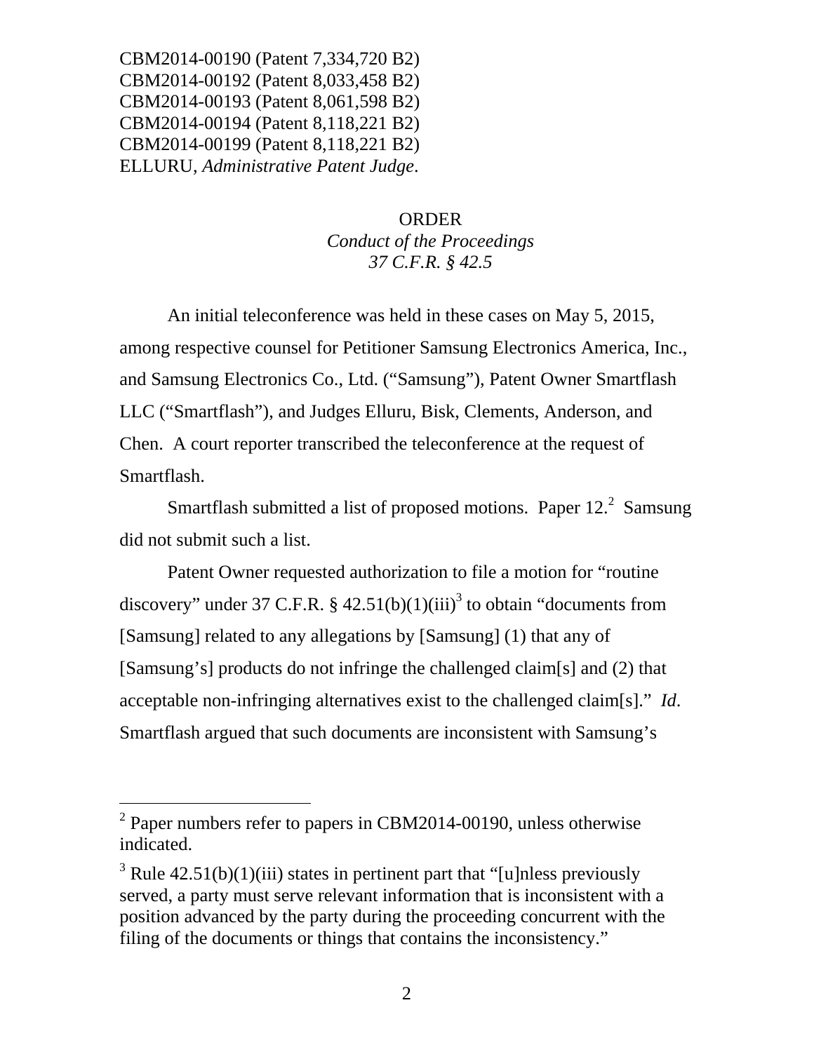CBM2014-00190 (Patent 7,334,720 B2)
CBM2014-00192 (Patent 8,033,458 B2)
CBM2014-00193 (Patent 8,061,598 B2)
CBM2014-00194 (Patent 8,118,221 B2)
CBM2014-00199 (Patent 8,118,221 B2)
ELLURU, *Administrative Patent Judge*.

ORDER
*Conduct of the Proceedings*
*37 C.F.R. § 42.5*

An initial teleconference was held in these cases on May 5, 2015, among respective counsel for Petitioner Samsung Electronics America, Inc., and Samsung Electronics Co., Ltd. ("Samsung"), Patent Owner Smartflash LLC ("Smartflash"), and Judges Elluru, Bisk, Clements, Anderson, and Chen. A court reporter transcribed the teleconference at the request of Smartflash.

Smartflash submitted a list of proposed motions. Paper 12.[2] Samsung did not submit such a list.

Patent Owner requested authorization to file a motion for "routine discovery" under 37 C.F.R. § 42.51(b)(1)(iii)[3] to obtain "documents from [Samsung] related to any allegations by [Samsung] (1) that any of [Samsung's] products do not infringe the challenged claim[s] and (2) that acceptable non-infringing alternatives exist to the challenged claim[s]." *Id*. Smartflash argued that such documents are inconsistent with Samsung's

[2] Paper numbers refer to papers in CBM2014-00190, unless otherwise indicated.

[3] Rule 42.51(b)(1)(iii) states in pertinent part that "[u]nless previously served, a party must serve relevant information that is inconsistent with a position advanced by the party during the proceeding concurrent with the filing of the documents or things that contains the inconsistency."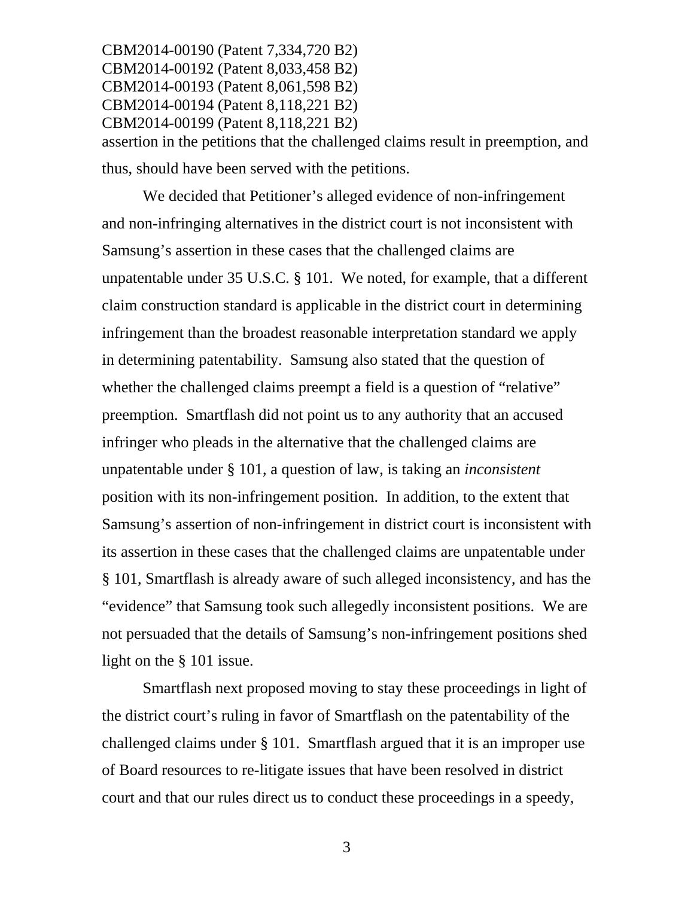assertion in the petitions that the challenged claims result in preemption, and thus, should have been served with the petitions.

We decided that Petitioner's alleged evidence of non-infringement and non-infringing alternatives in the district court is not inconsistent with Samsung's assertion in these cases that the challenged claims are unpatentable under 35 U.S.C. § 101. We noted, for example, that a different claim construction standard is applicable in the district court in determining infringement than the broadest reasonable interpretation standard we apply in determining patentability. Samsung also stated that the question of whether the challenged claims preempt a field is a question of "relative" preemption. Smartflash did not point us to any authority that an accused infringer who pleads in the alternative that the challenged claims are unpatentable under § 101, a question of law, is taking an *inconsistent* position with its non-infringement position. In addition, to the extent that Samsung's assertion of non-infringement in district court is inconsistent with its assertion in these cases that the challenged claims are unpatentable under § 101, Smartflash is already aware of such alleged inconsistency, and has the "evidence" that Samsung took such allegedly inconsistent positions. We are not persuaded that the details of Samsung's non-infringement positions shed light on the § 101 issue.

Smartflash next proposed moving to stay these proceedings in light of the district court's ruling in favor of Smartflash on the patentability of the challenged claims under § 101. Smartflash argued that it is an improper use of Board resources to re-litigate issues that have been resolved in district court and that our rules direct us to conduct these proceedings in a speedy,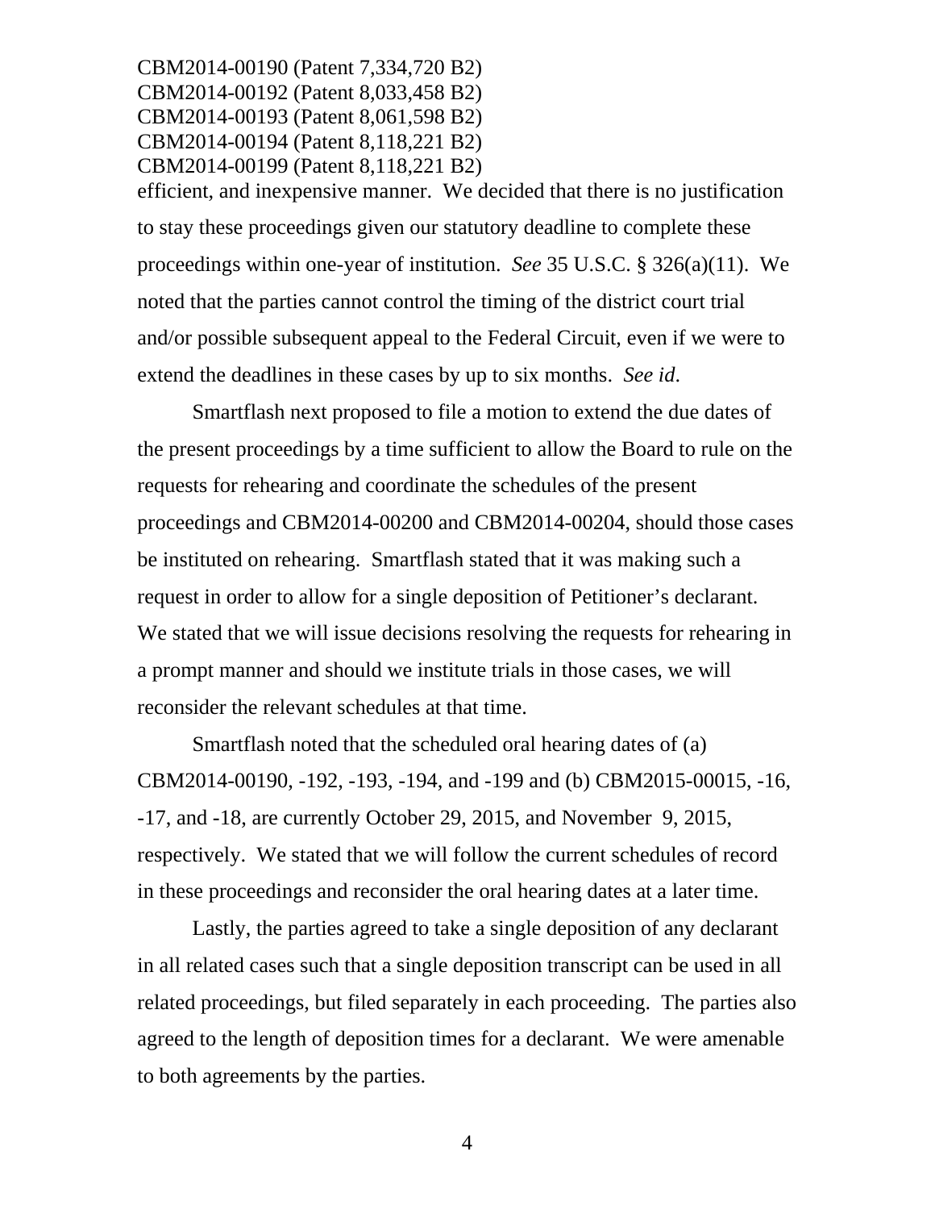efficient, and inexpensive manner. We decided that there is no justification to stay these proceedings given our statutory deadline to complete these proceedings within one-year of institution. *See* 35 U.S.C. § 326(a)(11). We noted that the parties cannot control the timing of the district court trial and/or possible subsequent appeal to the Federal Circuit, even if we were to extend the deadlines in these cases by up to six months. *See id*.

Smartflash next proposed to file a motion to extend the due dates of the present proceedings by a time sufficient to allow the Board to rule on the requests for rehearing and coordinate the schedules of the present proceedings and CBM2014-00200 and CBM2014-00204, should those cases be instituted on rehearing. Smartflash stated that it was making such a request in order to allow for a single deposition of Petitioner's declarant. We stated that we will issue decisions resolving the requests for rehearing in a prompt manner and should we institute trials in those cases, we will reconsider the relevant schedules at that time.

Smartflash noted that the scheduled oral hearing dates of (a) CBM2014-00190, -192, -193, -194, and -199 and (b) CBM2015-00015, -16, -17, and -18, are currently October 29, 2015, and November 9, 2015, respectively. We stated that we will follow the current schedules of record in these proceedings and reconsider the oral hearing dates at a later time.

Lastly, the parties agreed to take a single deposition of any declarant in all related cases such that a single deposition transcript can be used in all related proceedings, but filed separately in each proceeding. The parties also agreed to the length of deposition times for a declarant. We were amenable to both agreements by the parties.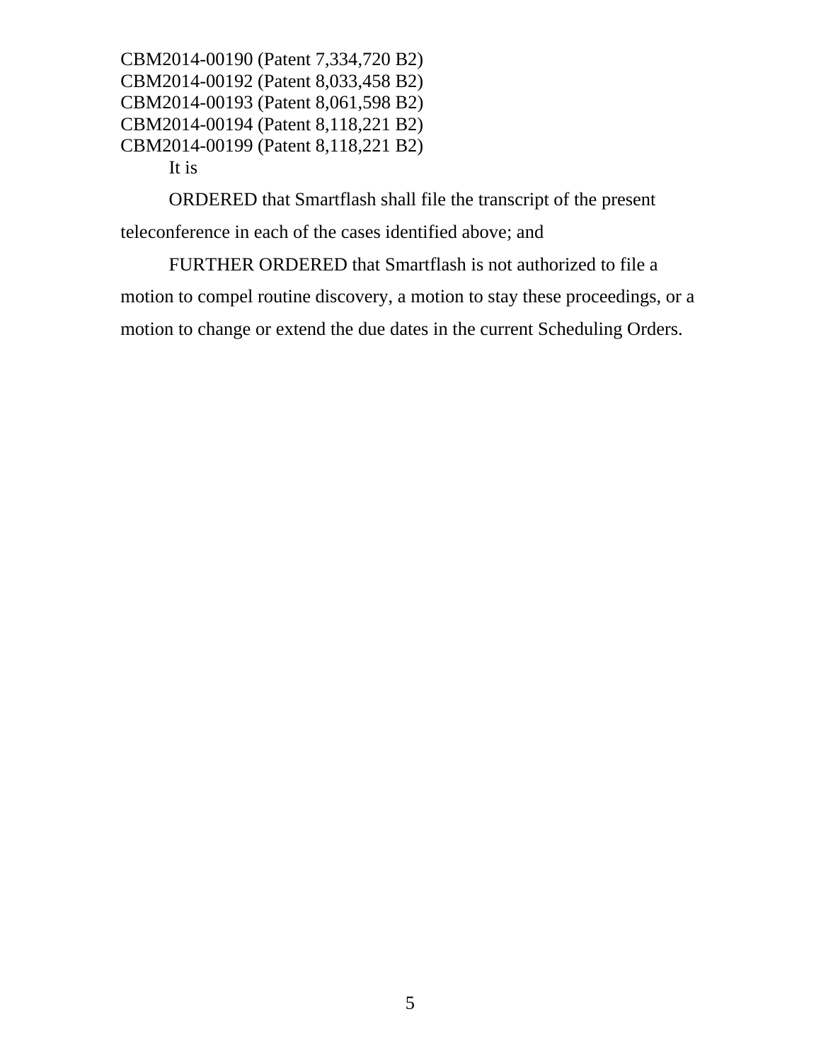CBM2014-00190 (Patent 7,334,720 B2)
CBM2014-00192 (Patent 8,033,458 B2)
CBM2014-00193 (Patent 8,061,598 B2)
CBM2014-00194 (Patent 8,118,221 B2)
CBM2014-00199 (Patent 8,118,221 B2)

It is

ORDERED that Smartflash shall file the transcript of the present teleconference in each of the cases identified above; and

FURTHER ORDERED that Smartflash is not authorized to file a motion to compel routine discovery, a motion to stay these proceedings, or a motion to change or extend the due dates in the current Scheduling Orders.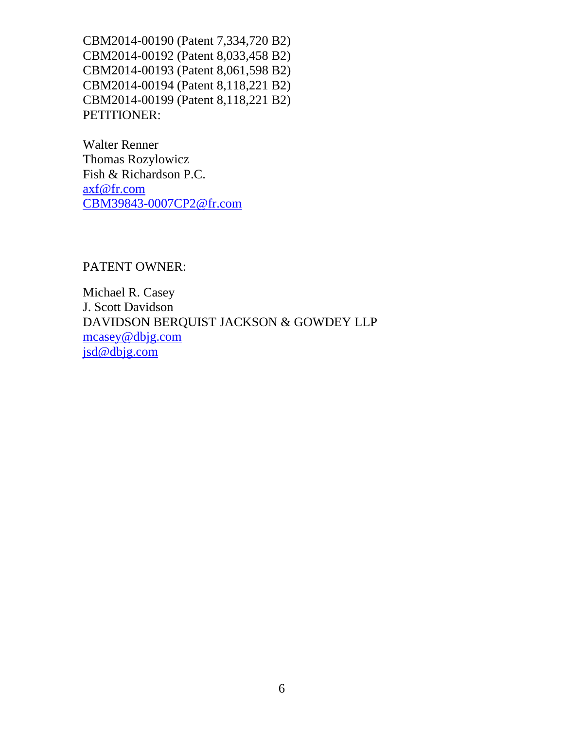CBM2014-00190 (Patent 7,334,720 B2)
CBM2014-00192 (Patent 8,033,458 B2)
CBM2014-00193 (Patent 8,061,598 B2)
CBM2014-00194 (Patent 8,118,221 B2)
CBM2014-00199 (Patent 8,118,221 B2)
PETITIONER:

Walter Renner
Thomas Rozylowicz
Fish & Richardson P.C.
axf@fr.com
CBM39843-0007CP2@fr.com

PATENT OWNER:

Michael R. Casey
J. Scott Davidson
DAVIDSON BERQUIST JACKSON & GOWDEY LLP
mcasey@dbjg.com
jsd@dbjg.com